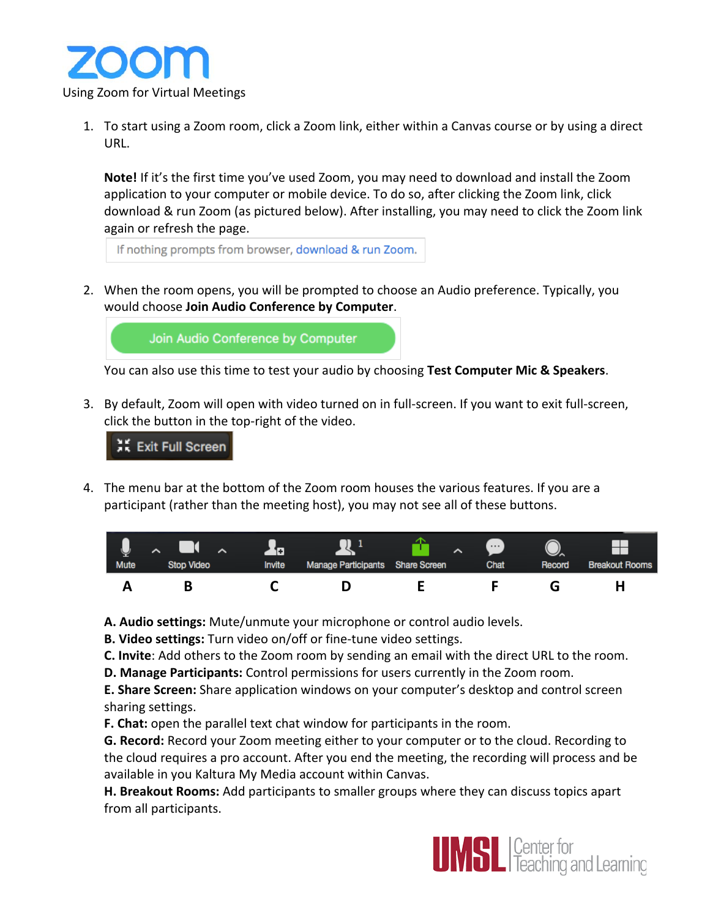# zoom

Using Zoom for Virtual Meetings

1. To start using a Zoom room, click a Zoom link, either within a Canvas course or by using a direct URL.

   **Note!** If it's the first time you've used Zoom, you may need to download and install the Zoom application to your computer or mobile device. To do so, after clicking the Zoom link, click download & run Zoom (as pictured below). After installing, you may need to click the Zoom link again or refresh the page.

   If nothing prompts from browser, download & run Zoom.

2. When the room opens, you will be prompted to choose an Audio preference. Typically, you would choose **Join Audio Conference by Computer**.

   Join Audio Conference by Computer

   You can also use this time to test your audio by choosing **Test Computer Mic & Speakers**.

3. By default, Zoom will open with video turned on in full-screen. If you want to exit full-screen, click the button in the top-right of the video.

   Exit Full Screen

4. The menu bar at the bottom of the Zoom room houses the various features. If you are a participant (rather than the meeting host), you may not see all of these buttons.

| Mute | Stop Video | Invite | Manage Participants | Share Screen | Chat | Record | Breakout Rooms |
|---|---|---|---|---|---|---|---|
| A | B | C | D | E | F | G | H |

**A. Audio settings:** Mute/unmute your microphone or control audio levels.
**B. Video settings:** Turn video on/off or fine-tune video settings.
**C. Invite**: Add others to the Zoom room by sending an email with the direct URL to the room.
**D. Manage Participants:** Control permissions for users currently in the Zoom room.
**E. Share Screen:** Share application windows on your computer's desktop and control screen sharing settings.
**F. Chat:** open the parallel text chat window for participants in the room.
**G. Record:** Record your Zoom meeting either to your computer or to the cloud. Recording to the cloud requires a pro account. After you end the meeting, the recording will process and be available in you Kaltura My Media account within Canvas.
**H. Breakout Rooms:** Add participants to smaller groups where they can discuss topics apart from all participants.

UMSL | Center for Teaching and Learning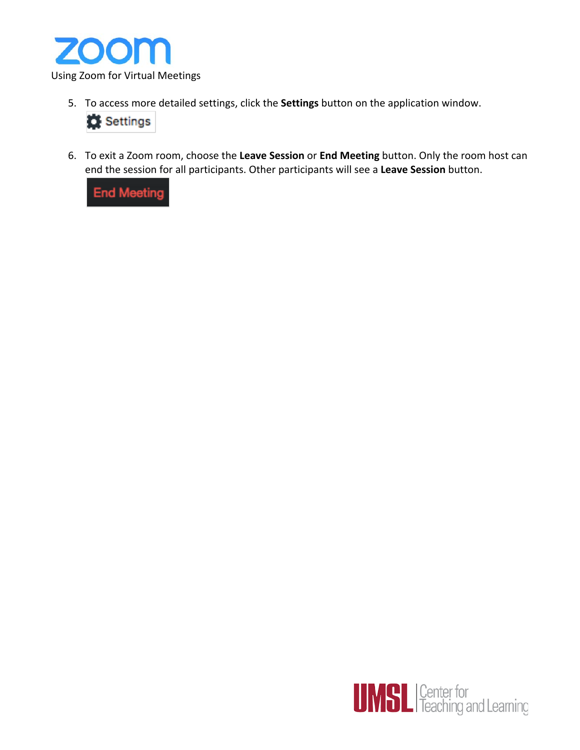5. To access more detailed settings, click the **Settings** button on the application window.

   Settings

6. To exit a Zoom room, choose the **Leave Session** or **End Meeting** button. Only the room host can end the session for all participants. Other participants will see a **Leave Session** button.

   End Meeting